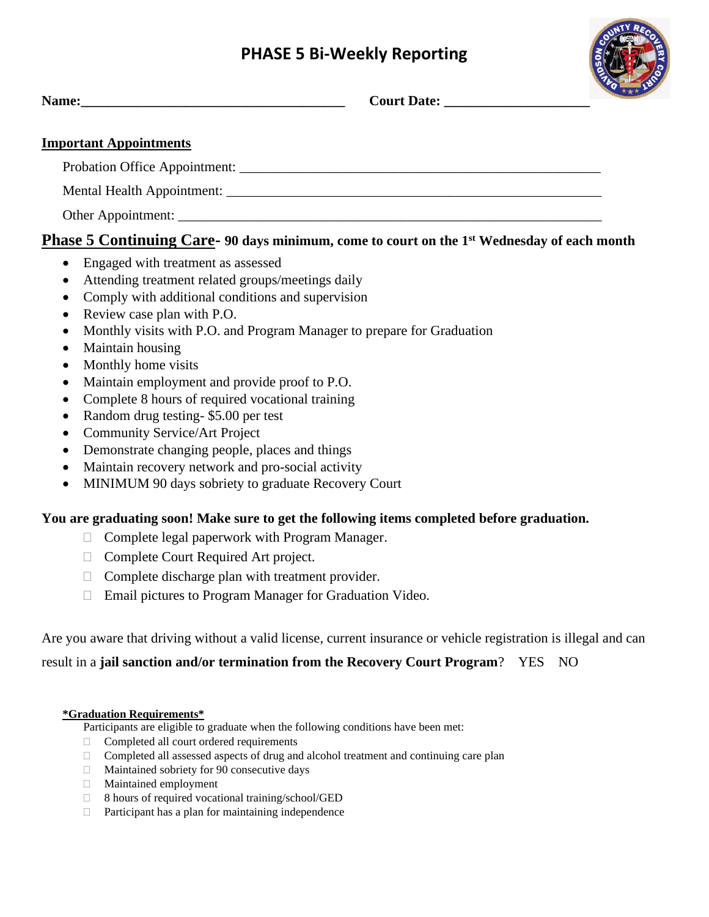# PHASE 5 Bi-Weekly Reporting

**Name:**_____________________________________ **Court Date:** ____________________

**Important Appointments**

Probation Office Appointment: ___________________________________________________

Mental Health Appointment: _____________________________________________________

Other Appointment: _____________________________________________________________

**Phase 5 Continuing Care- 90 days minimum, come to court on the 1st Wednesday of each month**

- Engaged with treatment as assessed
- Attending treatment related groups/meetings daily
- Comply with additional conditions and supervision
- Review case plan with P.O.
- Monthly visits with P.O. and Program Manager to prepare for Graduation
- Maintain housing
- Monthly home visits
- Maintain employment and provide proof to P.O.
- Complete 8 hours of required vocational training
- Random drug testing- $5.00 per test
- Community Service/Art Project
- Demonstrate changing people, places and things
- Maintain recovery network and pro-social activity
- MINIMUM 90 days sobriety to graduate Recovery Court

**You are graduating soon! Make sure to get the following items completed before graduation.**

- ☐ Complete legal paperwork with Program Manager.
- ☐ Complete Court Required Art project.
- ☐ Complete discharge plan with treatment provider.
- ☐ Email pictures to Program Manager for Graduation Video.

Are you aware that driving without a valid license, current insurance or vehicle registration is illegal and can result in a **jail sanction and/or termination from the Recovery Court Program**? YES NO

**\*Graduation Requirements\***

Participants are eligible to graduate when the following conditions have been met:

- ☐ Completed all court ordered requirements
- ☐ Completed all assessed aspects of drug and alcohol treatment and continuing care plan
- ☐ Maintained sobriety for 90 consecutive days
- ☐ Maintained employment
- ☐ 8 hours of required vocational training/school/GED
- ☐ Participant has a plan for maintaining independence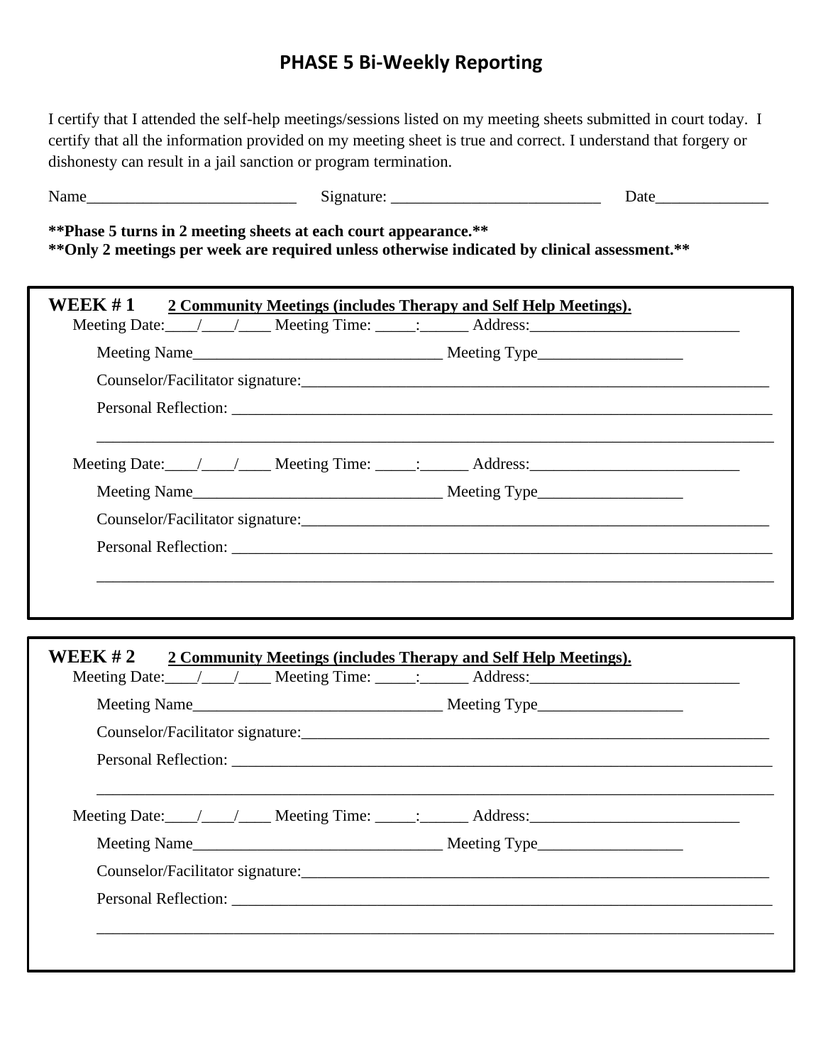# PHASE 5 Bi-Weekly Reporting

I certify that I attended the self-help meetings/sessions listed on my meeting sheets submitted in court today. I certify that all the information provided on my meeting sheet is true and correct. I understand that forgery or dishonesty can result in a jail sanction or program termination.

Name___________________________ Signature: ___________________________ Date______________

**\*\*Phase 5 turns in 2 meeting sheets at each court appearance.\*\***
**\*\*Only 2 meetings per week are required unless otherwise indicated by clinical assessment.\*\***

**WEEK # 1** **2 Community Meetings (includes Therapy and Self Help Meetings).**

Meeting Date:____/____/____ Meeting Time: _____:______ Address:__________________________

Meeting Name_______________________________ Meeting Type__________________

Counselor/Facilitator signature:_____________________________________________________________

Personal Reflection: _______________________________________________________________________

___________________________________________________________________________________________

Meeting Date:____/____/____ Meeting Time: _____:______ Address:__________________________

Meeting Name_______________________________ Meeting Type__________________

Counselor/Facilitator signature:_____________________________________________________________

Personal Reflection: _______________________________________________________________________

___________________________________________________________________________________________

**WEEK # 2** **2 Community Meetings (includes Therapy and Self Help Meetings).**

Meeting Date:____/____/____ Meeting Time: _____:______ Address:__________________________

Meeting Name_______________________________ Meeting Type__________________

Counselor/Facilitator signature:_____________________________________________________________

Personal Reflection: _______________________________________________________________________

___________________________________________________________________________________________

Meeting Date:____/____/____ Meeting Time: _____:______ Address:__________________________

Meeting Name_______________________________ Meeting Type__________________

Counselor/Facilitator signature:_____________________________________________________________

Personal Reflection: _______________________________________________________________________

___________________________________________________________________________________________